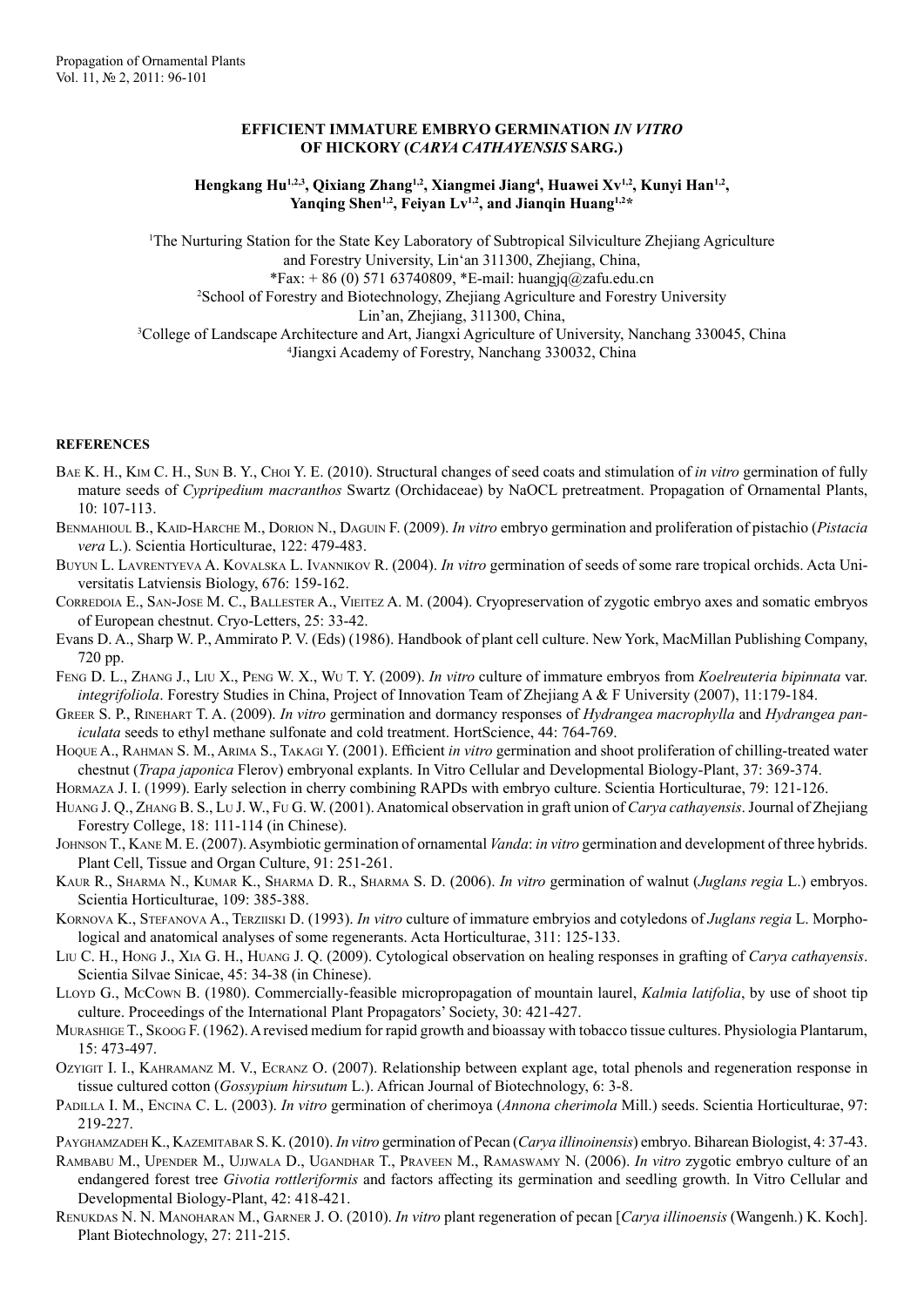# EFFICIENT IMMATURE EMBRYO GERMINATION *IN VITRO* OF HICKORY (*CARYA CATHAYENSIS* SARG.)

**Hengkang Hu[1,2,3], Qixiang Zhang[1,2], Xiangmei Jiang[4], Huawei Xv[1,2], Kunyi Han[1,2], Yanqing Shen[1,2], Feiyan Lv[1,2], and Jianqin Huang[1,2]\***

[1]The Nurturing Station for the State Key Laboratory of Subtropical Silviculture Zhejiang Agriculture and Forestry University, Lin'an 311300, Zhejiang, China,
*Fax: + 86 (0) 571 63740809, *E-mail: huangjq@zafu.edu.cn
[2]School of Forestry and Biotechnology, Zhejiang Agriculture and Forestry University Lin'an, Zhejiang, 311300, China,
[3]College of Landscape Architecture and Art, Jiangxi Agriculture of University, Nanchang 330045, China
[4]Jiangxi Academy of Forestry, Nanchang 330032, China

## REFERENCES

Bae K. H., Kim C. H., Sun B. Y., Choi Y. E. (2010). Structural changes of seed coats and stimulation of *in vitro* germination of fully mature seeds of *Cypripedium macranthos* Swartz (Orchidaceae) by NaOCL pretreatment. Propagation of Ornamental Plants, 10: 107-113.

Benmahioul B., Kaid-Harche M., Dorion N., Daguin F. (2009). *In vitro* embryo germination and proliferation of pistachio (*Pistacia vera* L.). Scientia Horticulturae, 122: 479-483.

Buyun L. Lavrentyeva A. Kovalska L. Ivannikov R. (2004). *In vitro* germination of seeds of some rare tropical orchids. Acta Universitatis Latviensis Biology, 676: 159-162.

Corredoia E., San-Jose M. C., Ballester A., Vieitez A. M. (2004). Cryopreservation of zygotic embryo axes and somatic embryos of European chestnut. Cryo-Letters, 25: 33-42.

Evans D. A., Sharp W. P., Ammirato P. V. (Eds) (1986). Handbook of plant cell culture. New York, MacMillan Publishing Company, 720 pp.

Feng D. L., Zhang J., Liu X., Peng W. X., Wu T. Y. (2009). *In vitro* culture of immature embryos from *Koelreuteria bipinnata* var. *integrifoliola*. Forestry Studies in China, Project of Innovation Team of Zhejiang A & F University (2007), 11:179-184.

Greer S. P., Rinehart T. A. (2009). *In vitro* germination and dormancy responses of *Hydrangea macrophylla* and *Hydrangea paniculata* seeds to ethyl methane sulfonate and cold treatment. HortScience, 44: 764-769.

Hoque A., Rahman S. M., Arima S., Takagi Y. (2001). Efficient *in vitro* germination and shoot proliferation of chilling-treated water chestnut (*Trapa japonica* Flerov) embryonal explants. In Vitro Cellular and Developmental Biology-Plant, 37: 369-374.

Hormaza J. I. (1999). Early selection in cherry combining RAPDs with embryo culture. Scientia Horticulturae, 79: 121-126.

Huang J. Q., Zhang B. S., Lu J. W., Fu G. W. (2001). Anatomical observation in graft union of *Carya cathayensis*. Journal of Zhejiang Forestry College, 18: 111-114 (in Chinese).

Johnson T., Kane M. E. (2007). Asymbiotic germination of ornamental *Vanda*: *in vitro* germination and development of three hybrids. Plant Cell, Tissue and Organ Culture, 91: 251-261.

Kaur R., Sharma N., Kumar K., Sharma D. R., Sharma S. D. (2006). *In vitro* germination of walnut (*Juglans regia* L.) embryos. Scientia Horticulturae, 109: 385-388.

Kornova K., Stefanova A., Terziiski D. (1993). *In vitro* culture of immature embryios and cotyledons of *Juglans regia* L. Morphological and anatomical analyses of some regenerants. Acta Horticulturae, 311: 125-133.

Liu C. H., Hong J., Xia G. H., Huang J. Q. (2009). Cytological observation on healing responses in grafting of *Carya cathayensis*. Scientia Silvae Sinicae, 45: 34-38 (in Chinese).

Lloyd G., McCown B. (1980). Commercially-feasible micropropagation of mountain laurel, *Kalmia latifolia*, by use of shoot tip culture. Proceedings of the International Plant Propagators' Society, 30: 421-427.

Murashige T., Skoog F. (1962). A revised medium for rapid growth and bioassay with tobacco tissue cultures. Physiologia Plantarum, 15: 473-497.

Ozyigit I. I., Kahramanz M. V., Ecranz O. (2007). Relationship between explant age, total phenols and regeneration response in tissue cultured cotton (*Gossypium hirsutum* L.). African Journal of Biotechnology, 6: 3-8.

Padilla I. M., Encina C. L. (2003). *In vitro* germination of cherimoya (*Annona cherimola* Mill.) seeds. Scientia Horticulturae, 97: 219-227.

Payghamzadeh K., Kazemitabar S. K. (2010). *In vitro* germination of Pecan (*Carya illinoinensis*) embryo. Biharean Biologist, 4: 37-43.

Rambabu M., Upender M., Ujjwala D., Ugandhar T., Praveen M., Ramaswamy N. (2006). *In vitro* zygotic embryo culture of an endangered forest tree *Givotia rottleriformis* and factors affecting its germination and seedling growth. In Vitro Cellular and Developmental Biology-Plant, 42: 418-421.

Renukdas N. N. Manoharan M., Garner J. O. (2010). *In vitro* plant regeneration of pecan [*Carya illinoensis* (Wangenh.) K. Koch]. Plant Biotechnology, 27: 211-215.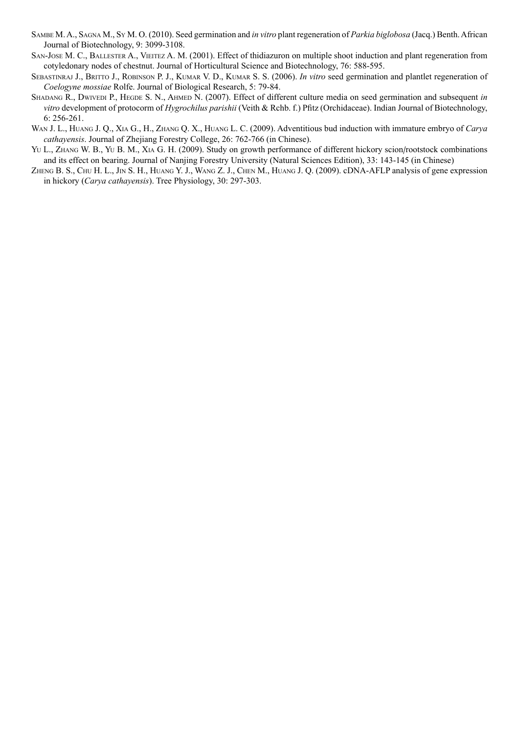Sambe M. A., Sagna M., Sy M. O. (2010). Seed germination and *in vitro* plant regeneration of *Parkia biglobosa* (Jacq.) Benth. African Journal of Biotechnology, 9: 3099-3108.

San-Jose M. C., Ballester A., Vieitez A. M. (2001). Effect of thidiazuron on multiple shoot induction and plant regeneration from cotyledonary nodes of chestnut. Journal of Horticultural Science and Biotechnology, 76: 588-595.

Sebastinraj J., Britto J., Robinson P. J., Kumar V. D., Kumar S. S. (2006). *In vitro* seed germination and plantlet regeneration of *Coelogyne mossiae* Rolfe. Journal of Biological Research, 5: 79-84.

Shadang R., Dwivedi P., Hegde S. N., Ahmed N. (2007). Effect of different culture media on seed germination and subsequent *in vitro* development of protocorm of *Hygrochilus parishii* (Veith & Rchb. f.) Pfitz (Orchidaceae). Indian Journal of Biotechnology, 6: 256-261.

Wan J. L., Huang J. Q., Xia G., H., Zhang Q. X., Huang L. C. (2009). Adventitious bud induction with immature embryo of *Carya cathayensis*. Journal of Zhejiang Forestry College, 26: 762-766 (in Chinese).

Yu L., Zhang W. B., Yu B. M., Xia G. H. (2009). Study on growth performance of different hickory scion/rootstock combinations and its effect on bearing. Journal of Nanjing Forestry University (Natural Sciences Edition), 33: 143-145 (in Chinese)

Zheng B. S., Chu H. L., Jin S. H., Huang Y. J., Wang Z. J., Chen M., Huang J. Q. (2009). cDNA-AFLP analysis of gene expression in hickory (*Carya cathayensis*). Tree Physiology, 30: 297-303.